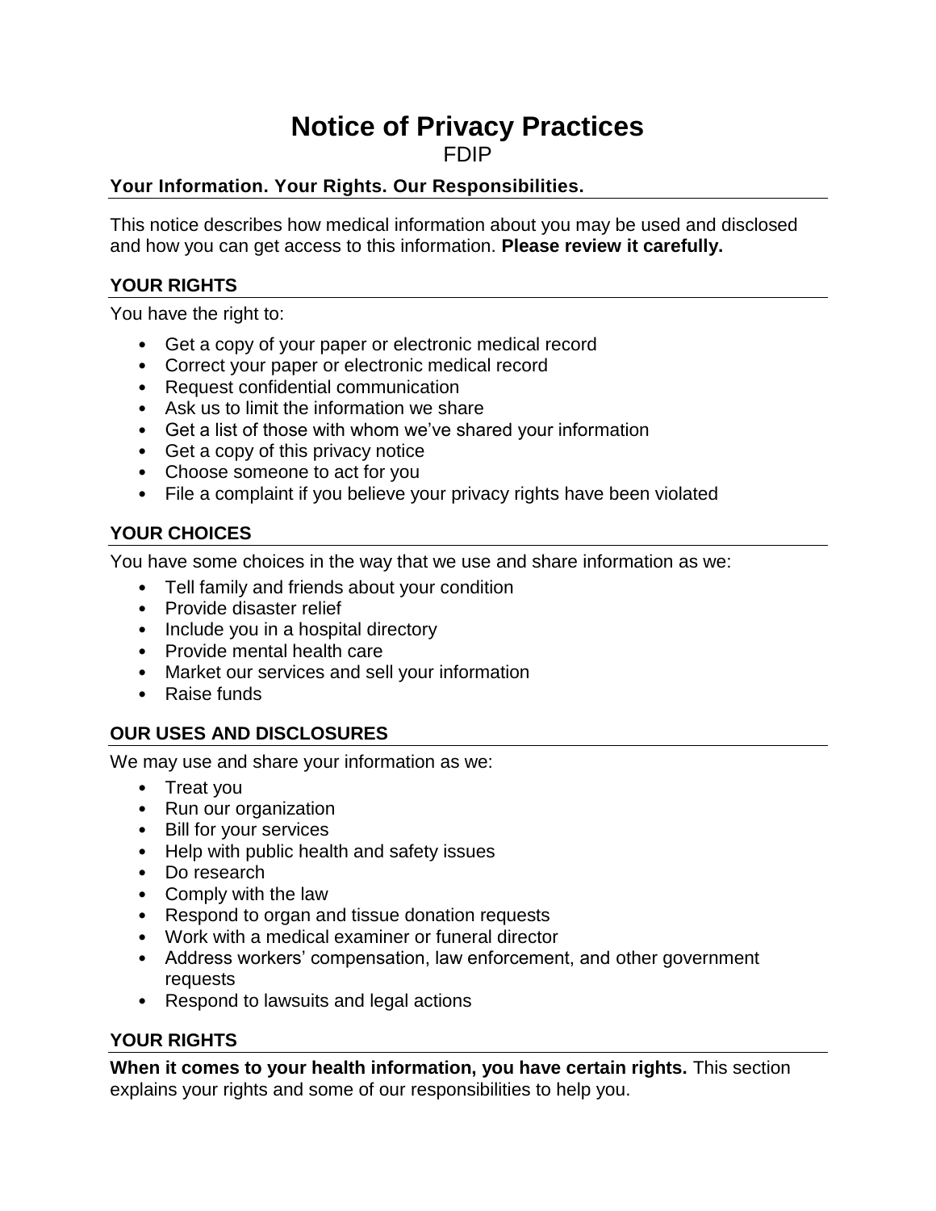# Notice of Privacy Practices

FDIP

**Your Information. Your Rights. Our Responsibilities.**

This notice describes how medical information about you may be used and disclosed and how you can get access to this information. **Please review it carefully.**

## YOUR RIGHTS

You have the right to:

- Get a copy of your paper or electronic medical record
- Correct your paper or electronic medical record
- Request confidential communication
- Ask us to limit the information we share
- Get a list of those with whom we've shared your information
- Get a copy of this privacy notice
- Choose someone to act for you
- File a complaint if you believe your privacy rights have been violated

## YOUR CHOICES

You have some choices in the way that we use and share information as we:

- Tell family and friends about your condition
- Provide disaster relief
- Include you in a hospital directory
- Provide mental health care
- Market our services and sell your information
- Raise funds

## OUR USES AND DISCLOSURES

We may use and share your information as we:

- Treat you
- Run our organization
- Bill for your services
- Help with public health and safety issues
- Do research
- Comply with the law
- Respond to organ and tissue donation requests
- Work with a medical examiner or funeral director
- Address workers' compensation, law enforcement, and other government requests
- Respond to lawsuits and legal actions

## YOUR RIGHTS

**When it comes to your health information, you have certain rights.** This section explains your rights and some of our responsibilities to help you.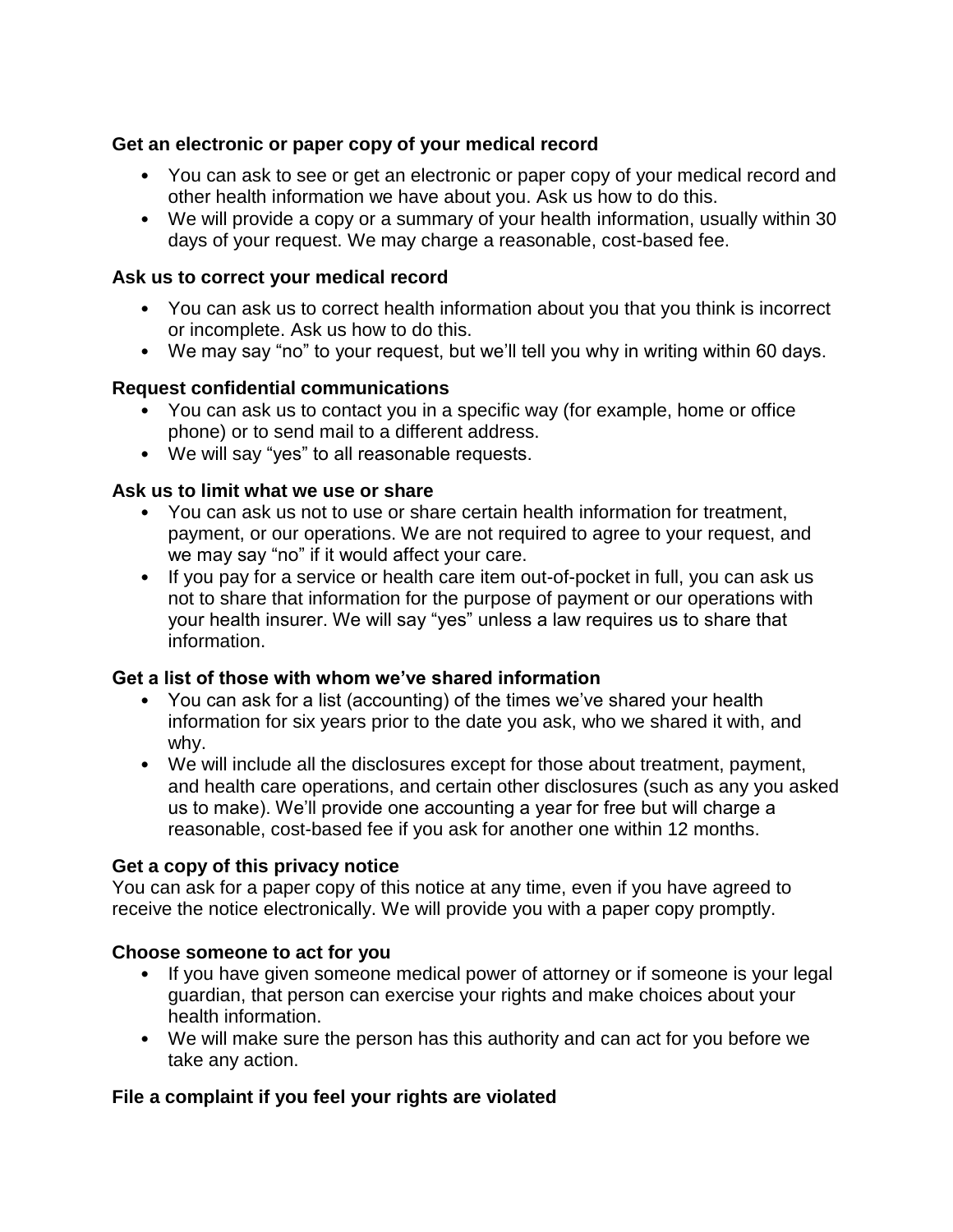### Get an electronic or paper copy of your medical record

- You can ask to see or get an electronic or paper copy of your medical record and other health information we have about you. Ask us how to do this.
- We will provide a copy or a summary of your health information, usually within 30 days of your request. We may charge a reasonable, cost-based fee.

### Ask us to correct your medical record

- You can ask us to correct health information about you that you think is incorrect or incomplete. Ask us how to do this.
- We may say "no" to your request, but we'll tell you why in writing within 60 days.

### Request confidential communications

- You can ask us to contact you in a specific way (for example, home or office phone) or to send mail to a different address.
- We will say "yes" to all reasonable requests.

### Ask us to limit what we use or share

- You can ask us not to use or share certain health information for treatment, payment, or our operations. We are not required to agree to your request, and we may say "no" if it would affect your care.
- If you pay for a service or health care item out-of-pocket in full, you can ask us not to share that information for the purpose of payment or our operations with your health insurer. We will say "yes" unless a law requires us to share that information.

### Get a list of those with whom we've shared information

- You can ask for a list (accounting) of the times we've shared your health information for six years prior to the date you ask, who we shared it with, and why.
- We will include all the disclosures except for those about treatment, payment, and health care operations, and certain other disclosures (such as any you asked us to make). We'll provide one accounting a year for free but will charge a reasonable, cost-based fee if you ask for another one within 12 months.

### Get a copy of this privacy notice

You can ask for a paper copy of this notice at any time, even if you have agreed to receive the notice electronically. We will provide you with a paper copy promptly.

### Choose someone to act for you

- If you have given someone medical power of attorney or if someone is your legal guardian, that person can exercise your rights and make choices about your health information.
- We will make sure the person has this authority and can act for you before we take any action.

### File a complaint if you feel your rights are violated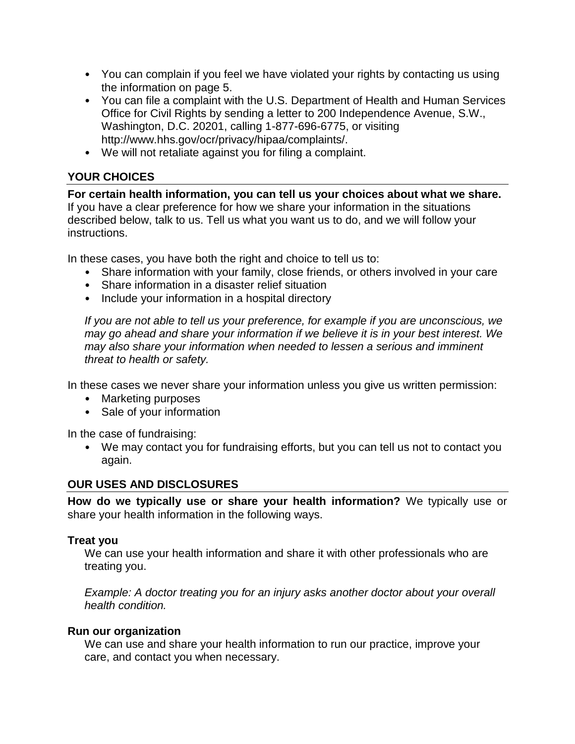- You can complain if you feel we have violated your rights by contacting us using the information on page 5.
- You can file a complaint with the U.S. Department of Health and Human Services Office for Civil Rights by sending a letter to 200 Independence Avenue, S.W., Washington, D.C. 20201, calling 1-877-696-6775, or visiting http://www.hhs.gov/ocr/privacy/hipaa/complaints/.
- We will not retaliate against you for filing a complaint.

## YOUR CHOICES

**For certain health information, you can tell us your choices about what we share.** If you have a clear preference for how we share your information in the situations described below, talk to us. Tell us what you want us to do, and we will follow your instructions.

In these cases, you have both the right and choice to tell us to:

- Share information with your family, close friends, or others involved in your care
- Share information in a disaster relief situation
- Include your information in a hospital directory

*If you are not able to tell us your preference, for example if you are unconscious, we may go ahead and share your information if we believe it is in your best interest. We may also share your information when needed to lessen a serious and imminent threat to health or safety.*

In these cases we never share your information unless you give us written permission:

- Marketing purposes
- Sale of your information

In the case of fundraising:

- We may contact you for fundraising efforts, but you can tell us not to contact you again.

## OUR USES AND DISCLOSURES

**How do we typically use or share your health information?** We typically use or share your health information in the following ways.

### Treat you

We can use your health information and share it with other professionals who are treating you.

*Example: A doctor treating you for an injury asks another doctor about your overall health condition.*

### Run our organization

We can use and share your health information to run our practice, improve your care, and contact you when necessary.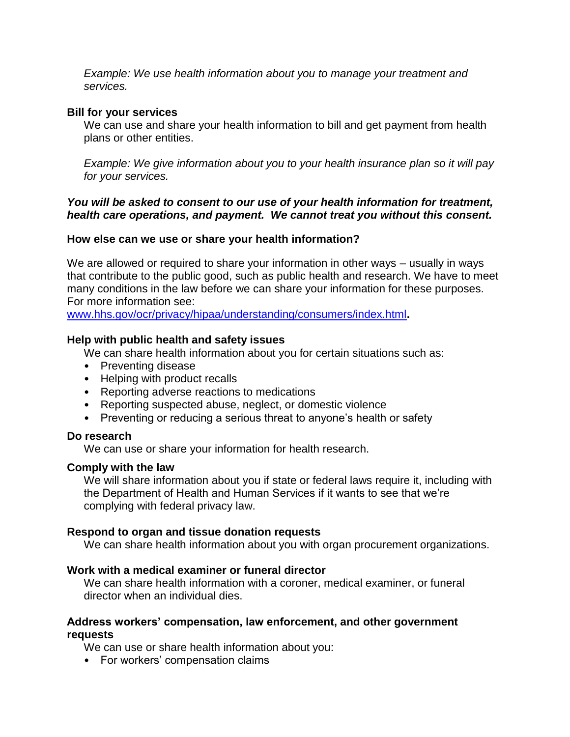*Example: We use health information about you to manage your treatment and services.*

**Bill for your services**

We can use and share your health information to bill and get payment from health plans or other entities.

*Example: We give information about you to your health insurance plan so it will pay for your services.*

***You will be asked to consent to our use of your health information for treatment, health care operations, and payment. We cannot treat you without this consent.***

### How else can we use or share your health information?

We are allowed or required to share your information in other ways – usually in ways that contribute to the public good, such as public health and research. We have to meet many conditions in the law before we can share your information for these purposes. For more information see: www.hhs.gov/ocr/privacy/hipaa/understanding/consumers/index.html**.**

**Help with public health and safety issues**

We can share health information about you for certain situations such as:

- Preventing disease
- Helping with product recalls
- Reporting adverse reactions to medications
- Reporting suspected abuse, neglect, or domestic violence
- Preventing or reducing a serious threat to anyone's health or safety

**Do research**

We can use or share your information for health research.

**Comply with the law**

We will share information about you if state or federal laws require it, including with the Department of Health and Human Services if it wants to see that we're complying with federal privacy law.

**Respond to organ and tissue donation requests**

We can share health information about you with organ procurement organizations.

**Work with a medical examiner or funeral director**

We can share health information with a coroner, medical examiner, or funeral director when an individual dies.

**Address workers' compensation, law enforcement, and other government requests**

We can use or share health information about you:

- For workers' compensation claims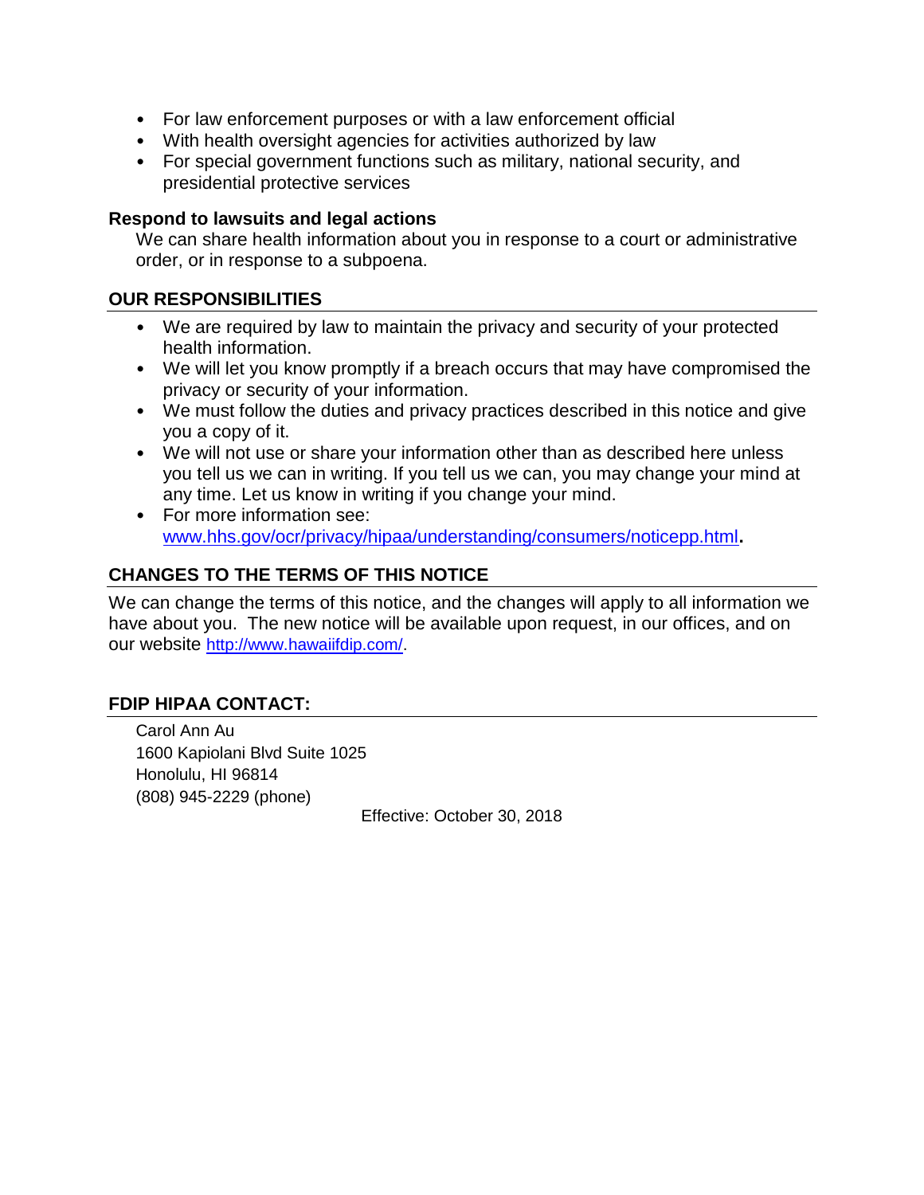- For law enforcement purposes or with a law enforcement official
- With health oversight agencies for activities authorized by law
- For special government functions such as military, national security, and presidential protective services

**Respond to lawsuits and legal actions**

We can share health information about you in response to a court or administrative order, or in response to a subpoena.

## OUR RESPONSIBILITIES

- We are required by law to maintain the privacy and security of your protected health information.
- We will let you know promptly if a breach occurs that may have compromised the privacy or security of your information.
- We must follow the duties and privacy practices described in this notice and give you a copy of it.
- We will not use or share your information other than as described here unless you tell us we can in writing. If you tell us we can, you may change your mind at any time. Let us know in writing if you change your mind.
- For more information see: www.hhs.gov/ocr/privacy/hipaa/understanding/consumers/noticepp.html**.**

## CHANGES TO THE TERMS OF THIS NOTICE

We can change the terms of this notice, and the changes will apply to all information we have about you. The new notice will be available upon request, in our offices, and on our website http://www.hawaiifdip.com/.

## FDIP HIPAA CONTACT:

Carol Ann Au
1600 Kapiolani Blvd Suite 1025
Honolulu, HI 96814
(808) 945-2229 (phone)

Effective: October 30, 2018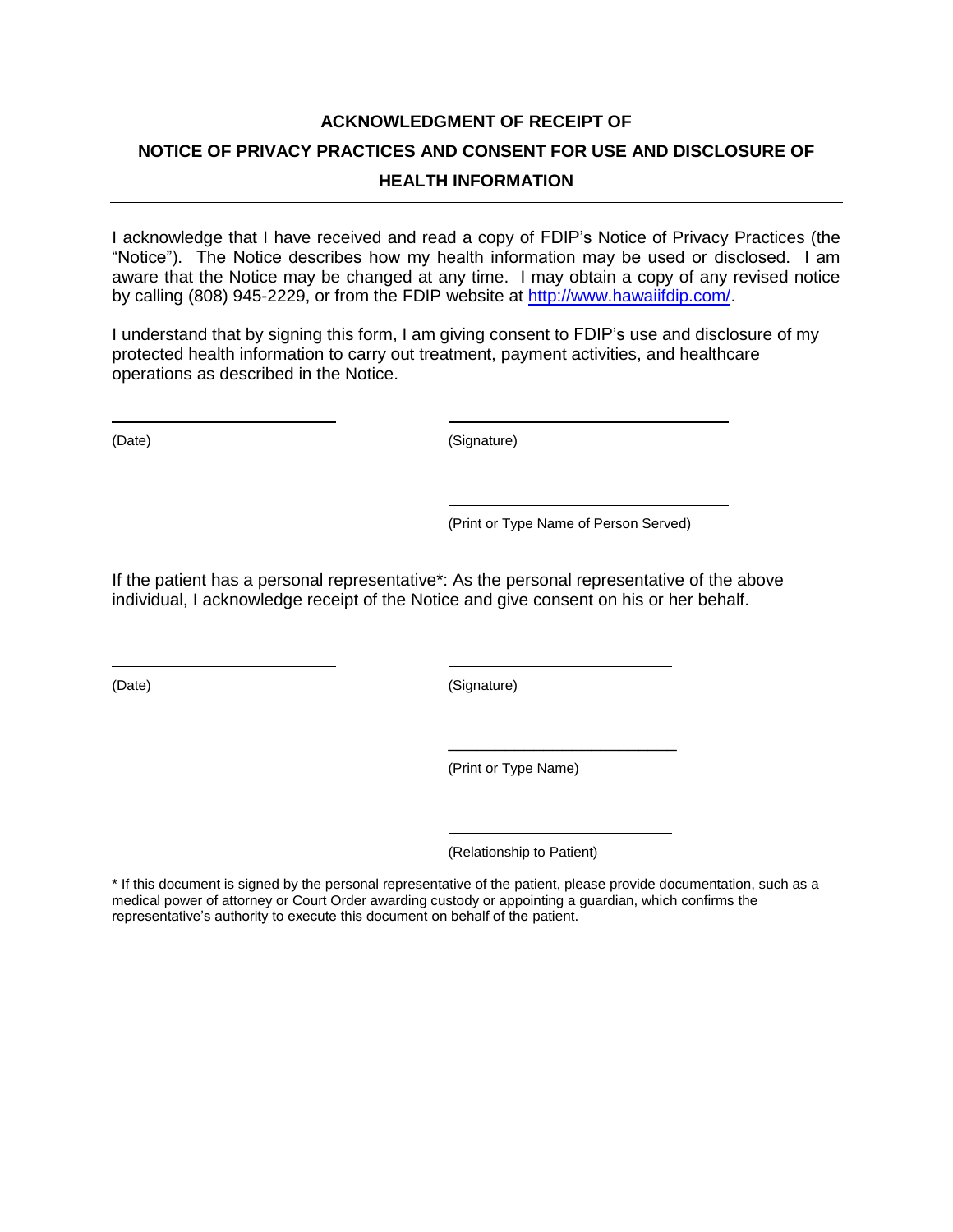# ACKNOWLEDGMENT OF RECEIPT OF NOTICE OF PRIVACY PRACTICES AND CONSENT FOR USE AND DISCLOSURE OF HEALTH INFORMATION

---

I acknowledge that I have received and read a copy of FDIP's Notice of Privacy Practices (the "Notice"). The Notice describes how my health information may be used or disclosed. I am aware that the Notice may be changed at any time. I may obtain a copy of any revised notice by calling (808) 945-2229, or from the FDIP website at http://www.hawaiifdip.com/.

I understand that by signing this form, I am giving consent to FDIP's use and disclosure of my protected health information to carry out treatment, payment activities, and healthcare operations as described in the Notice.

______________________________ ______________________________

(Date) (Signature)

______________________________

(Print or Type Name of Person Served)

If the patient has a personal representative*: As the personal representative of the above individual, I acknowledge receipt of the Notice and give consent on his or her behalf.

______________________________ ______________________________

(Date) (Signature)

______________________________

(Print or Type Name)

______________________________

(Relationship to Patient)

* If this document is signed by the personal representative of the patient, please provide documentation, such as a medical power of attorney or Court Order awarding custody or appointing a guardian, which confirms the representative's authority to execute this document on behalf of the patient.